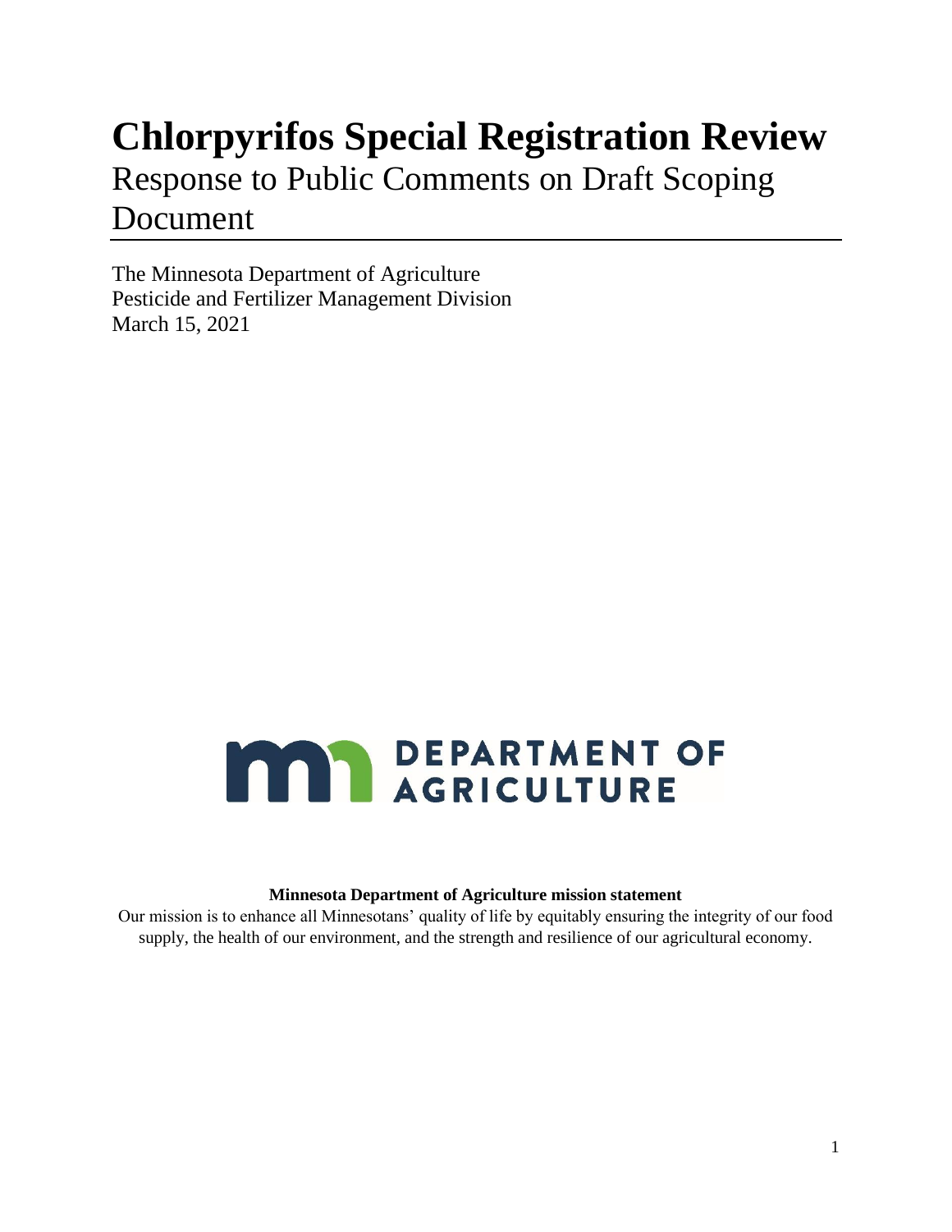# Chlorpyrifos Special Registration Review

Response to Public Comments on Draft Scoping Document

The Minnesota Department of Agriculture
Pesticide and Fertilizer Management Division
March 15, 2021

DEPARTMENT OF AGRICULTURE

**Minnesota Department of Agriculture mission statement**

Our mission is to enhance all Minnesotans' quality of life by equitably ensuring the integrity of our food supply, the health of our environment, and the strength and resilience of our agricultural economy.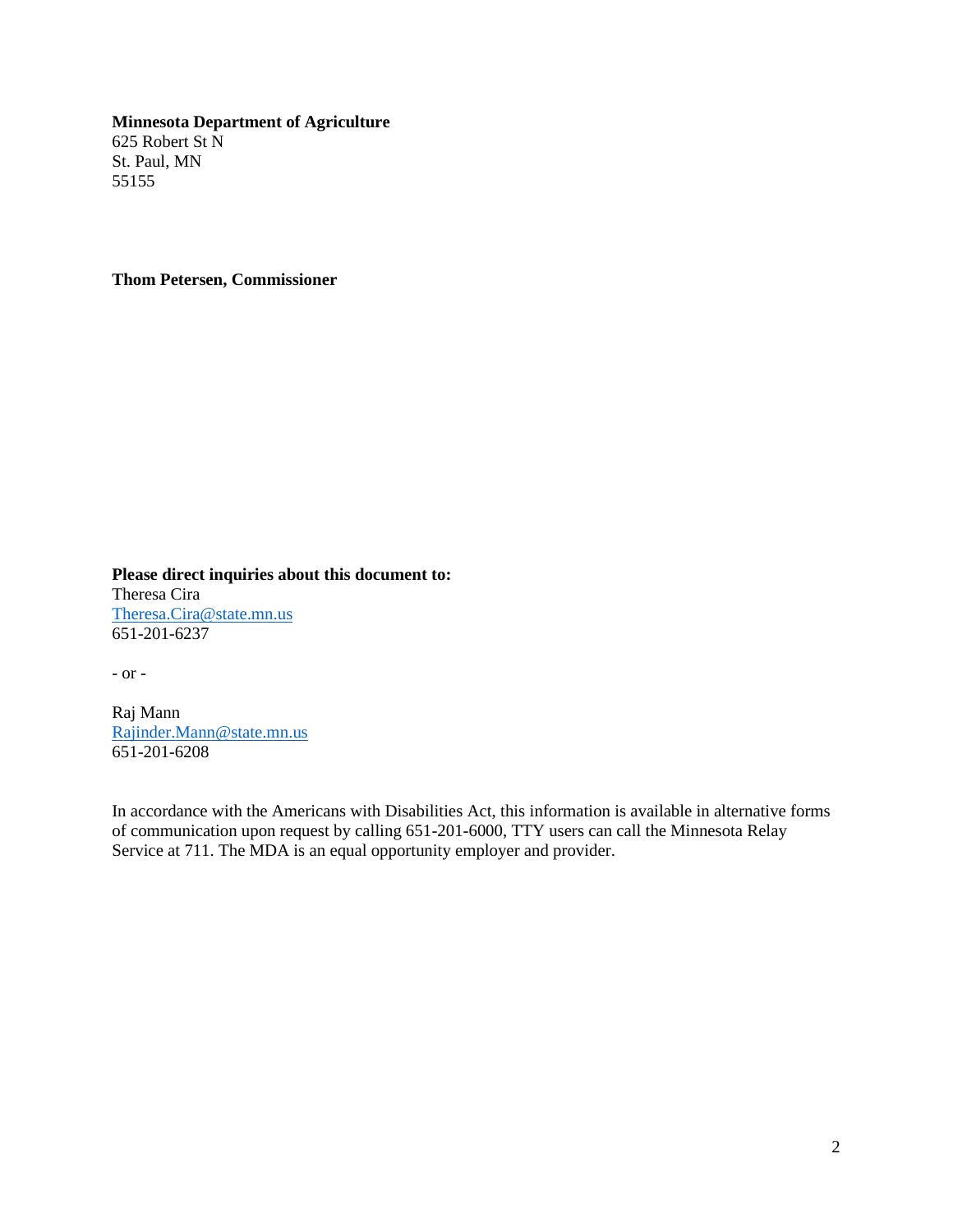**Minnesota Department of Agriculture**
625 Robert St N
St. Paul, MN
55155

**Thom Petersen, Commissioner**

**Please direct inquiries about this document to:**
Theresa Cira
Theresa.Cira@state.mn.us
651-201-6237

- or -

Raj Mann
Rajinder.Mann@state.mn.us
651-201-6208

In accordance with the Americans with Disabilities Act, this information is available in alternative forms of communication upon request by calling 651-201-6000, TTY users can call the Minnesota Relay Service at 711. The MDA is an equal opportunity employer and provider.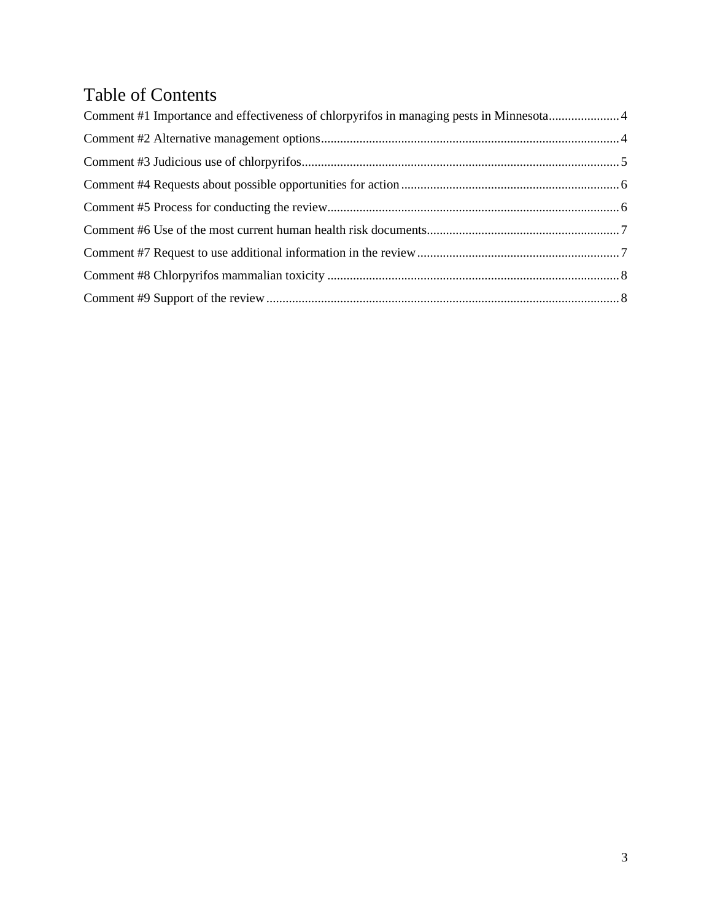# Table of Contents

- Comment #1 Importance and effectiveness of chlorpyrifos in managing pests in Minnesota ..... 4
- Comment #2 Alternative management options ..... 4
- Comment #3 Judicious use of chlorpyrifos ..... 5
- Comment #4 Requests about possible opportunities for action ..... 6
- Comment #5 Process for conducting the review ..... 6
- Comment #6 Use of the most current human health risk documents ..... 7
- Comment #7 Request to use additional information in the review ..... 7
- Comment #8 Chlorpyrifos mammalian toxicity ..... 8
- Comment #9 Support of the review ..... 8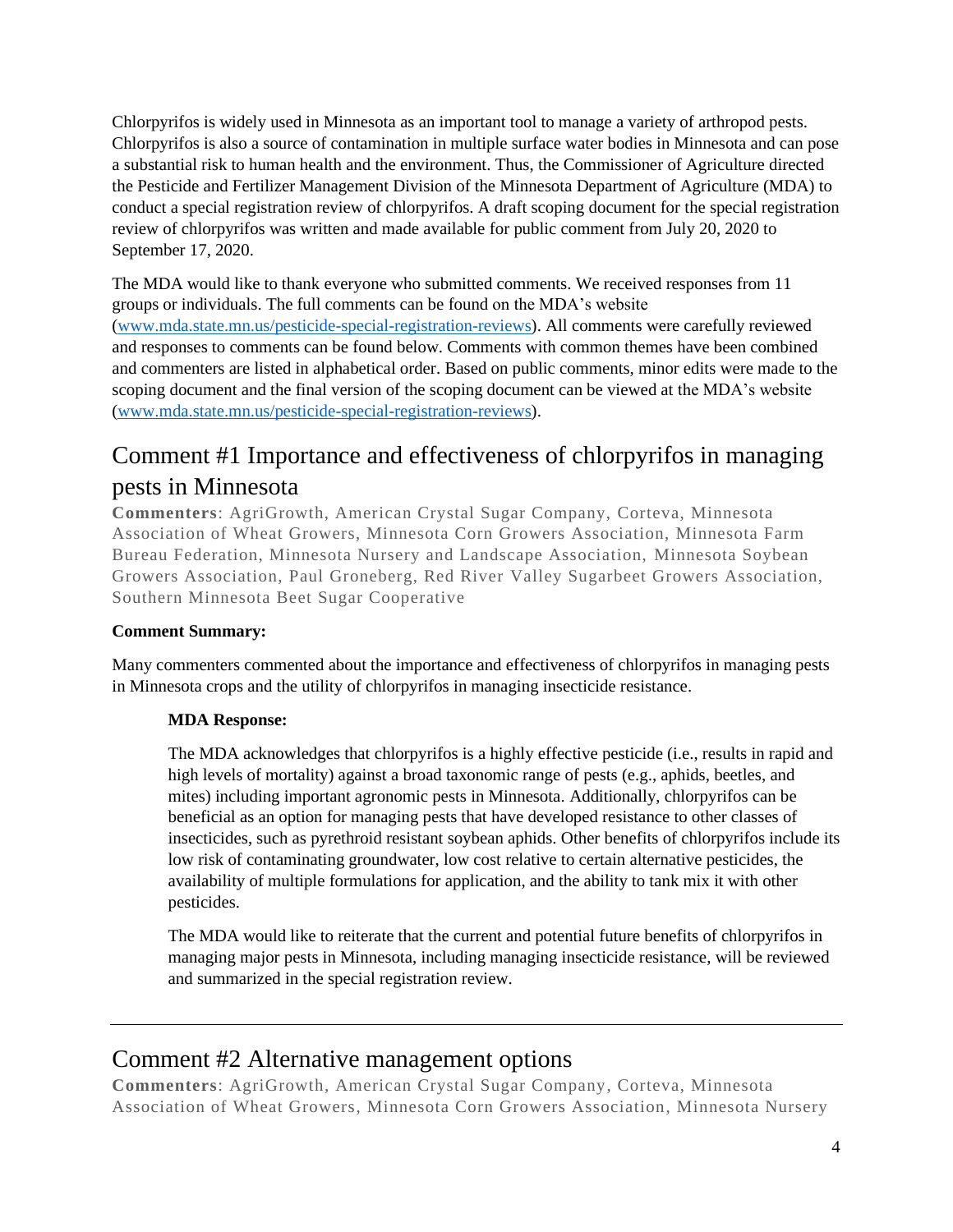Chlorpyrifos is widely used in Minnesota as an important tool to manage a variety of arthropod pests. Chlorpyrifos is also a source of contamination in multiple surface water bodies in Minnesota and can pose a substantial risk to human health and the environment. Thus, the Commissioner of Agriculture directed the Pesticide and Fertilizer Management Division of the Minnesota Department of Agriculture (MDA) to conduct a special registration review of chlorpyrifos. A draft scoping document for the special registration review of chlorpyrifos was written and made available for public comment from July 20, 2020 to September 17, 2020.

The MDA would like to thank everyone who submitted comments. We received responses from 11 groups or individuals. The full comments can be found on the MDA's website (www.mda.state.mn.us/pesticide-special-registration-reviews). All comments were carefully reviewed and responses to comments can be found below. Comments with common themes have been combined and commenters are listed in alphabetical order. Based on public comments, minor edits were made to the scoping document and the final version of the scoping document can be viewed at the MDA's website (www.mda.state.mn.us/pesticide-special-registration-reviews).

## Comment #1 Importance and effectiveness of chlorpyrifos in managing pests in Minnesota

**Commenters**: AgriGrowth, American Crystal Sugar Company, Corteva, Minnesota Association of Wheat Growers, Minnesota Corn Growers Association, Minnesota Farm Bureau Federation, Minnesota Nursery and Landscape Association, Minnesota Soybean Growers Association, Paul Groneberg, Red River Valley Sugarbeet Growers Association, Southern Minnesota Beet Sugar Cooperative

**Comment Summary:**

Many commenters commented about the importance and effectiveness of chlorpyrifos in managing pests in Minnesota crops and the utility of chlorpyrifos in managing insecticide resistance.

**MDA Response:**

The MDA acknowledges that chlorpyrifos is a highly effective pesticide (i.e., results in rapid and high levels of mortality) against a broad taxonomic range of pests (e.g., aphids, beetles, and mites) including important agronomic pests in Minnesota. Additionally, chlorpyrifos can be beneficial as an option for managing pests that have developed resistance to other classes of insecticides, such as pyrethroid resistant soybean aphids. Other benefits of chlorpyrifos include its low risk of contaminating groundwater, low cost relative to certain alternative pesticides, the availability of multiple formulations for application, and the ability to tank mix it with other pesticides.

The MDA would like to reiterate that the current and potential future benefits of chlorpyrifos in managing major pests in Minnesota, including managing insecticide resistance, will be reviewed and summarized in the special registration review.

---

## Comment #2 Alternative management options

**Commenters**: AgriGrowth, American Crystal Sugar Company, Corteva, Minnesota Association of Wheat Growers, Minnesota Corn Growers Association, Minnesota Nursery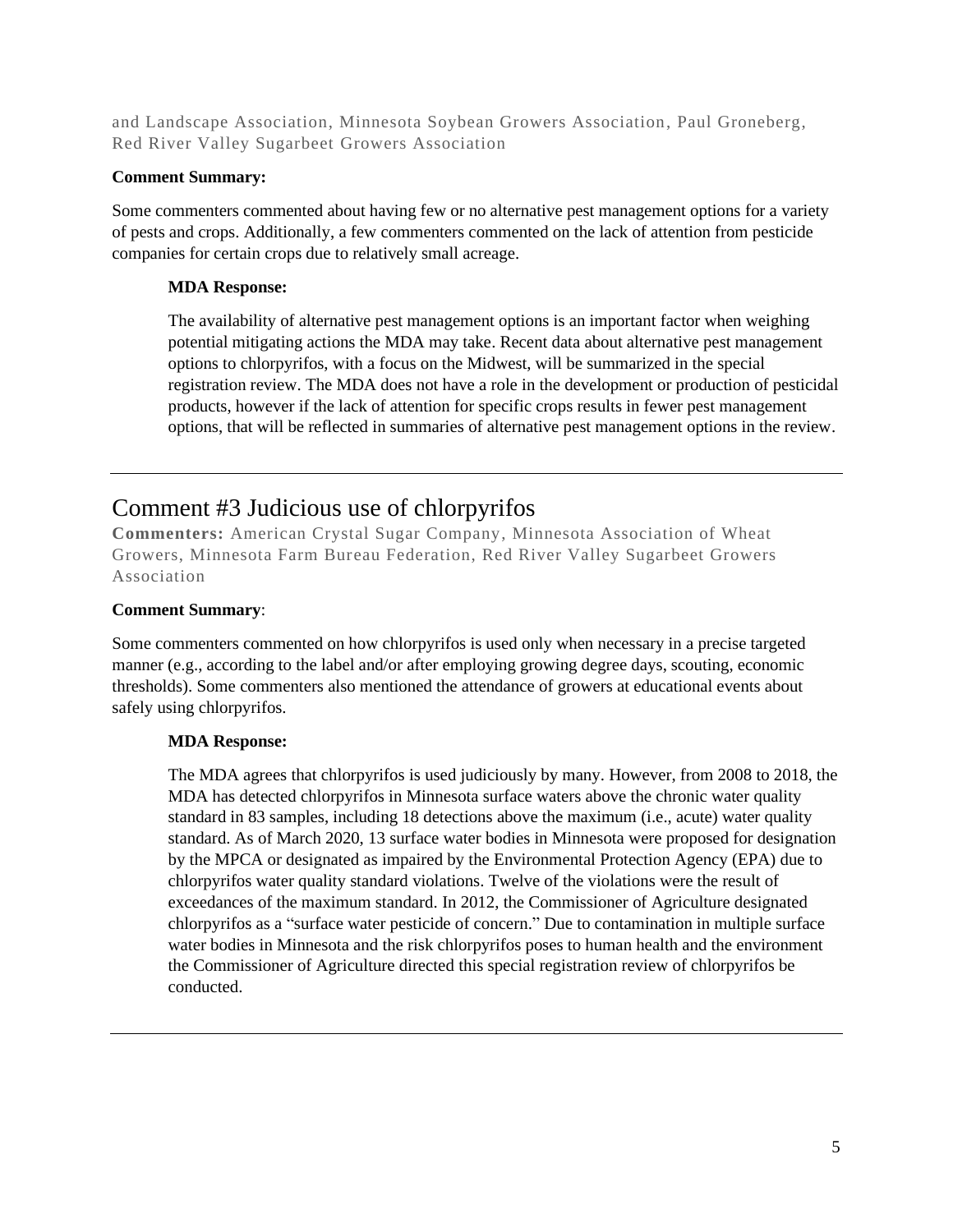and Landscape Association, Minnesota Soybean Growers Association, Paul Groneberg, Red River Valley Sugarbeet Growers Association

**Comment Summary:**

Some commenters commented about having few or no alternative pest management options for a variety of pests and crops. Additionally, a few commenters commented on the lack of attention from pesticide companies for certain crops due to relatively small acreage.

**MDA Response:**

The availability of alternative pest management options is an important factor when weighing potential mitigating actions the MDA may take. Recent data about alternative pest management options to chlorpyrifos, with a focus on the Midwest, will be summarized in the special registration review. The MDA does not have a role in the development or production of pesticidal products, however if the lack of attention for specific crops results in fewer pest management options, that will be reflected in summaries of alternative pest management options in the review.

---

## Comment #3 Judicious use of chlorpyrifos

**Commenters:** American Crystal Sugar Company, Minnesota Association of Wheat Growers, Minnesota Farm Bureau Federation, Red River Valley Sugarbeet Growers Association

**Comment Summary**:

Some commenters commented on how chlorpyrifos is used only when necessary in a precise targeted manner (e.g., according to the label and/or after employing growing degree days, scouting, economic thresholds). Some commenters also mentioned the attendance of growers at educational events about safely using chlorpyrifos.

**MDA Response:**

The MDA agrees that chlorpyrifos is used judiciously by many. However, from 2008 to 2018, the MDA has detected chlorpyrifos in Minnesota surface waters above the chronic water quality standard in 83 samples, including 18 detections above the maximum (i.e., acute) water quality standard. As of March 2020, 13 surface water bodies in Minnesota were proposed for designation by the MPCA or designated as impaired by the Environmental Protection Agency (EPA) due to chlorpyrifos water quality standard violations. Twelve of the violations were the result of exceedances of the maximum standard. In 2012, the Commissioner of Agriculture designated chlorpyrifos as a "surface water pesticide of concern." Due to contamination in multiple surface water bodies in Minnesota and the risk chlorpyrifos poses to human health and the environment the Commissioner of Agriculture directed this special registration review of chlorpyrifos be conducted.

---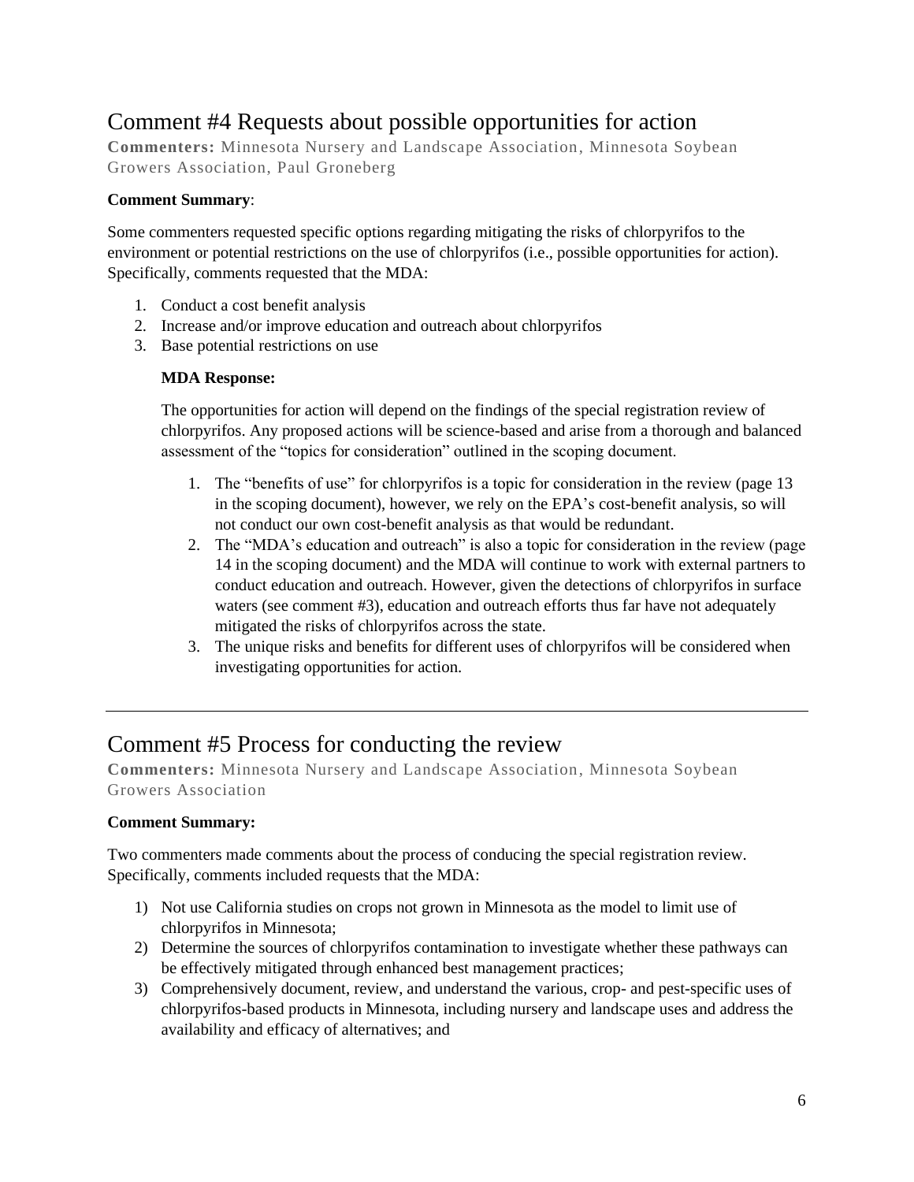## Comment #4 Requests about possible opportunities for action

**Commenters:** Minnesota Nursery and Landscape Association, Minnesota Soybean Growers Association, Paul Groneberg

**Comment Summary**:

Some commenters requested specific options regarding mitigating the risks of chlorpyrifos to the environment or potential restrictions on the use of chlorpyrifos (i.e., possible opportunities for action). Specifically, comments requested that the MDA:

1. Conduct a cost benefit analysis
2. Increase and/or improve education and outreach about chlorpyrifos
3. Base potential restrictions on use

**MDA Response:**

The opportunities for action will depend on the findings of the special registration review of chlorpyrifos. Any proposed actions will be science-based and arise from a thorough and balanced assessment of the "topics for consideration" outlined in the scoping document.

1. The "benefits of use" for chlorpyrifos is a topic for consideration in the review (page 13 in the scoping document), however, we rely on the EPA's cost-benefit analysis, so will not conduct our own cost-benefit analysis as that would be redundant.
2. The "MDA's education and outreach" is also a topic for consideration in the review (page 14 in the scoping document) and the MDA will continue to work with external partners to conduct education and outreach. However, given the detections of chlorpyrifos in surface waters (see comment #3), education and outreach efforts thus far have not adequately mitigated the risks of chlorpyrifos across the state.
3. The unique risks and benefits for different uses of chlorpyrifos will be considered when investigating opportunities for action.

---

## Comment #5 Process for conducting the review

**Commenters:** Minnesota Nursery and Landscape Association, Minnesota Soybean Growers Association

**Comment Summary:**

Two commenters made comments about the process of conducing the special registration review. Specifically, comments included requests that the MDA:

1) Not use California studies on crops not grown in Minnesota as the model to limit use of chlorpyrifos in Minnesota;
2) Determine the sources of chlorpyrifos contamination to investigate whether these pathways can be effectively mitigated through enhanced best management practices;
3) Comprehensively document, review, and understand the various, crop- and pest-specific uses of chlorpyrifos-based products in Minnesota, including nursery and landscape uses and address the availability and efficacy of alternatives; and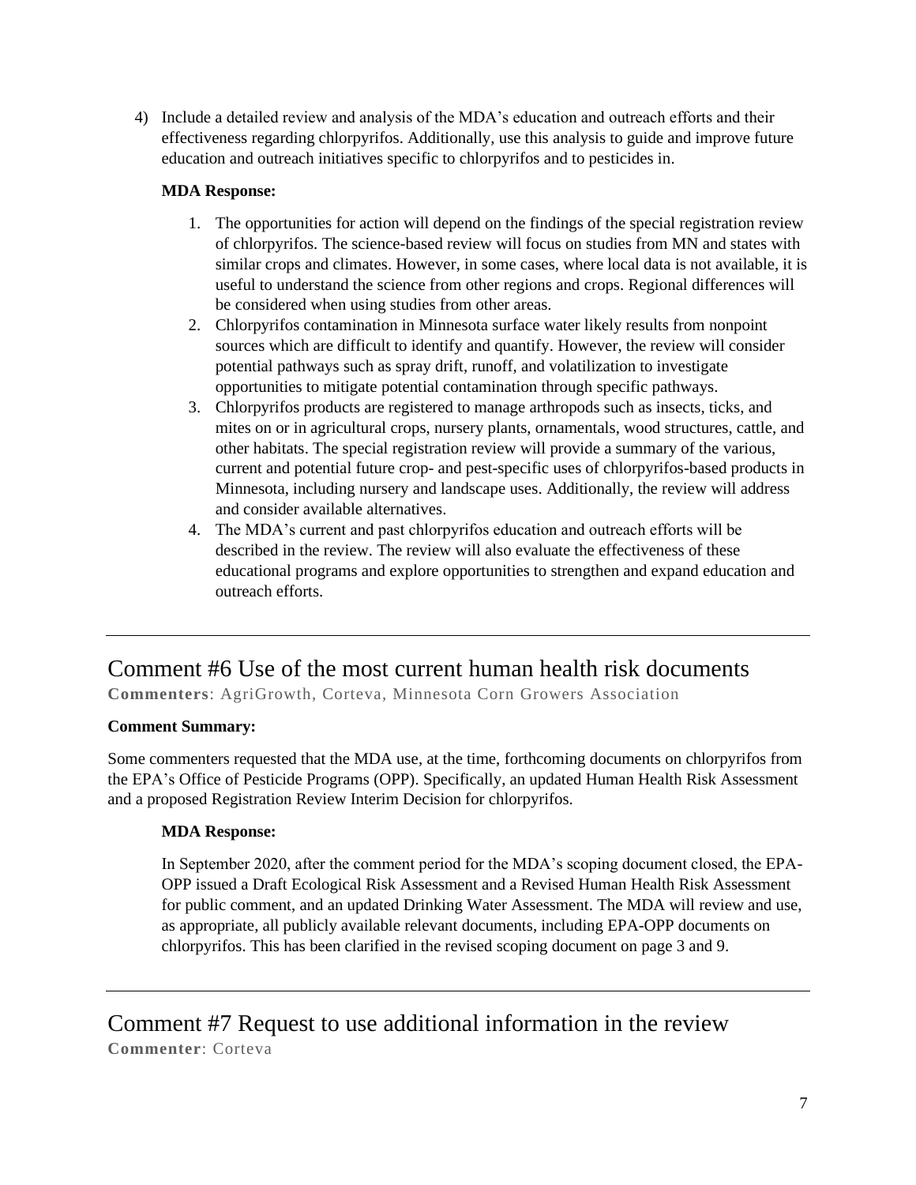4) Include a detailed review and analysis of the MDA's education and outreach efforts and their effectiveness regarding chlorpyrifos. Additionally, use this analysis to guide and improve future education and outreach initiatives specific to chlorpyrifos and to pesticides in.

**MDA Response:**

1. The opportunities for action will depend on the findings of the special registration review of chlorpyrifos. The science-based review will focus on studies from MN and states with similar crops and climates. However, in some cases, where local data is not available, it is useful to understand the science from other regions and crops. Regional differences will be considered when using studies from other areas.
2. Chlorpyrifos contamination in Minnesota surface water likely results from nonpoint sources which are difficult to identify and quantify. However, the review will consider potential pathways such as spray drift, runoff, and volatilization to investigate opportunities to mitigate potential contamination through specific pathways.
3. Chlorpyrifos products are registered to manage arthropods such as insects, ticks, and mites on or in agricultural crops, nursery plants, ornamentals, wood structures, cattle, and other habitats. The special registration review will provide a summary of the various, current and potential future crop- and pest-specific uses of chlorpyrifos-based products in Minnesota, including nursery and landscape uses. Additionally, the review will address and consider available alternatives.
4. The MDA's current and past chlorpyrifos education and outreach efforts will be described in the review. The review will also evaluate the effectiveness of these educational programs and explore opportunities to strengthen and expand education and outreach efforts.

---

## Comment #6 Use of the most current human health risk documents

**Commenters**: AgriGrowth, Corteva, Minnesota Corn Growers Association

**Comment Summary:**

Some commenters requested that the MDA use, at the time, forthcoming documents on chlorpyrifos from the EPA's Office of Pesticide Programs (OPP). Specifically, an updated Human Health Risk Assessment and a proposed Registration Review Interim Decision for chlorpyrifos.

**MDA Response:**

In September 2020, after the comment period for the MDA's scoping document closed, the EPA-OPP issued a Draft Ecological Risk Assessment and a Revised Human Health Risk Assessment for public comment, and an updated Drinking Water Assessment. The MDA will review and use, as appropriate, all publicly available relevant documents, including EPA-OPP documents on chlorpyrifos. This has been clarified in the revised scoping document on page 3 and 9.

---

## Comment #7 Request to use additional information in the review

**Commenter**: Corteva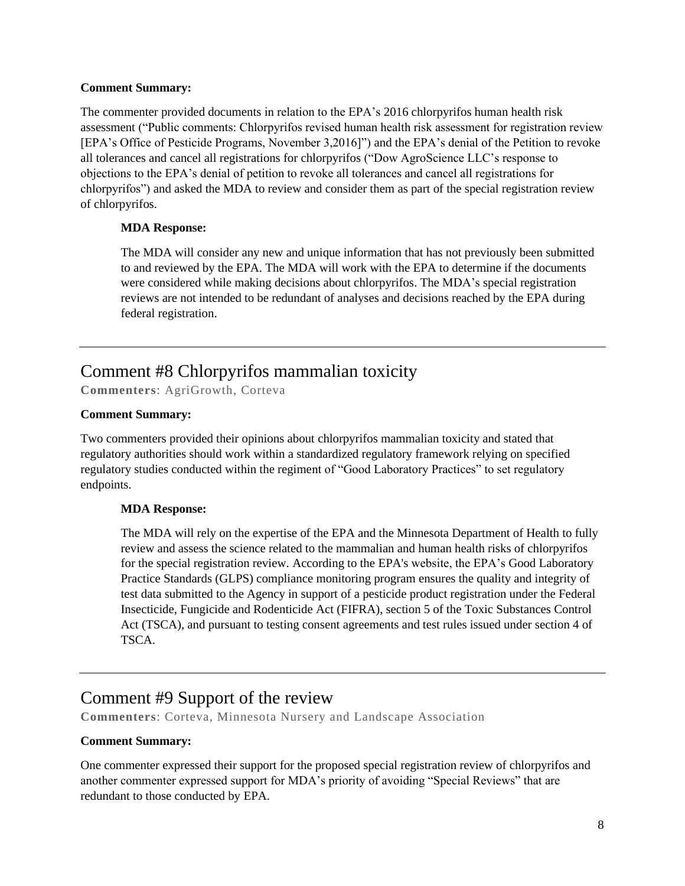**Comment Summary:**

The commenter provided documents in relation to the EPA's 2016 chlorpyrifos human health risk assessment ("Public comments: Chlorpyrifos revised human health risk assessment for registration review [EPA's Office of Pesticide Programs, November 3,2016]") and the EPA's denial of the Petition to revoke all tolerances and cancel all registrations for chlorpyrifos ("Dow AgroScience LLC's response to objections to the EPA's denial of petition to revoke all tolerances and cancel all registrations for chlorpyrifos") and asked the MDA to review and consider them as part of the special registration review of chlorpyrifos.

> **MDA Response:**
>
> The MDA will consider any new and unique information that has not previously been submitted to and reviewed by the EPA. The MDA will work with the EPA to determine if the documents were considered while making decisions about chlorpyrifos. The MDA's special registration reviews are not intended to be redundant of analyses and decisions reached by the EPA during federal registration.

---

## Comment #8 Chlorpyrifos mammalian toxicity

**Commenters**: AgriGrowth, Corteva

**Comment Summary:**

Two commenters provided their opinions about chlorpyrifos mammalian toxicity and stated that regulatory authorities should work within a standardized regulatory framework relying on specified regulatory studies conducted within the regiment of "Good Laboratory Practices" to set regulatory endpoints.

> **MDA Response:**
>
> The MDA will rely on the expertise of the EPA and the Minnesota Department of Health to fully review and assess the science related to the mammalian and human health risks of chlorpyrifos for the special registration review. According to the EPA's website, the EPA's Good Laboratory Practice Standards (GLPS) compliance monitoring program ensures the quality and integrity of test data submitted to the Agency in support of a pesticide product registration under the Federal Insecticide, Fungicide and Rodenticide Act (FIFRA), section 5 of the Toxic Substances Control Act (TSCA), and pursuant to testing consent agreements and test rules issued under section 4 of TSCA.

---

## Comment #9 Support of the review

**Commenters**: Corteva, Minnesota Nursery and Landscape Association

**Comment Summary:**

One commenter expressed their support for the proposed special registration review of chlorpyrifos and another commenter expressed support for MDA's priority of avoiding "Special Reviews" that are redundant to those conducted by EPA.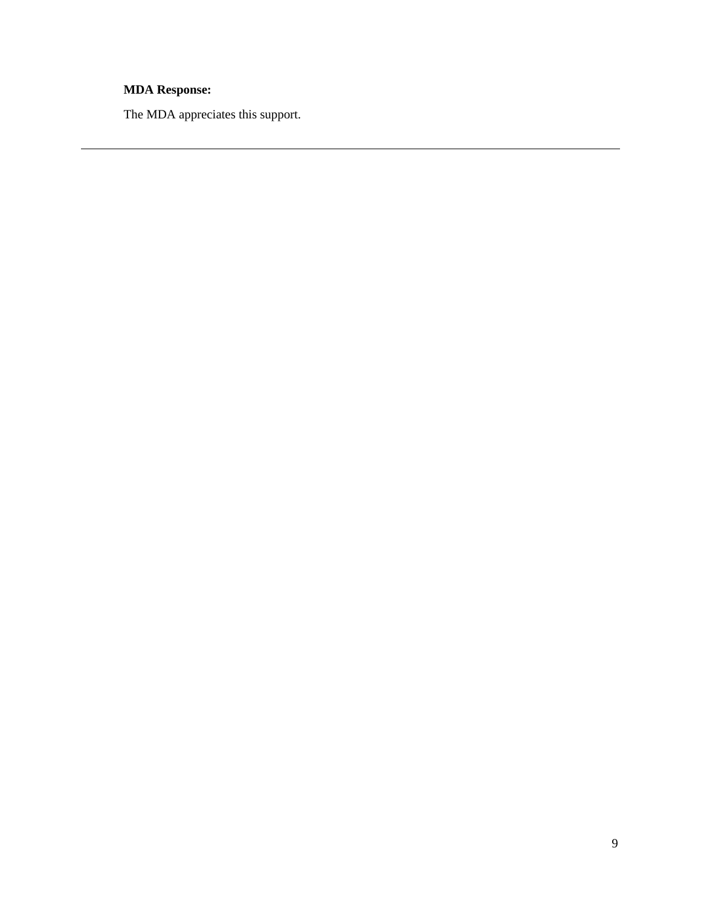**MDA Response:**

The MDA appreciates this support.

---